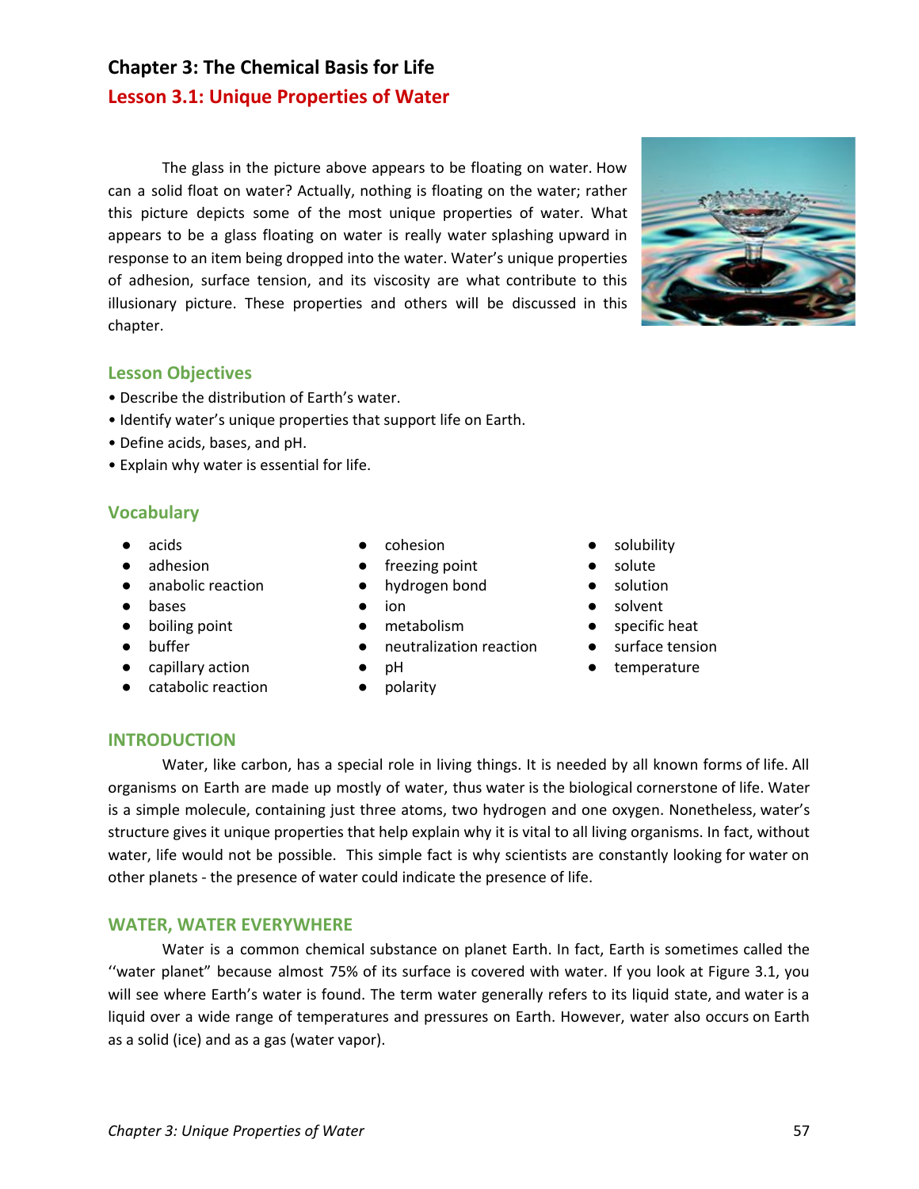# Chapter 3: The Chemical Basis for Life

## Lesson 3.1: Unique Properties of Water

The glass in the picture above appears to be floating on water. How can a solid float on water? Actually, nothing is floating on the water; rather this picture depicts some of the most unique properties of water. What appears to be a glass floating on water is really water splashing upward in response to an item being dropped into the water. Water's unique properties of adhesion, surface tension, and its viscosity are what contribute to this illusionary picture. These properties and others will be discussed in this chapter.

### Lesson Objectives

- Describe the distribution of Earth's water.
- Identify water's unique properties that support life on Earth.
- Define acids, bases, and pH.
- Explain why water is essential for life.

### Vocabulary

- acids
- adhesion
- anabolic reaction
- bases
- boiling point
- buffer
- capillary action
- catabolic reaction
- cohesion
- freezing point
- hydrogen bond
- ion
- metabolism
- neutralization reaction
- pH
- polarity
- solubility
- solute
- solution
- solvent
- specific heat
- surface tension
- temperature

### INTRODUCTION

Water, like carbon, has a special role in living things. It is needed by all known forms of life. All organisms on Earth are made up mostly of water, thus water is the biological cornerstone of life. Water is a simple molecule, containing just three atoms, two hydrogen and one oxygen. Nonetheless, water's structure gives it unique properties that help explain why it is vital to all living organisms. In fact, without water, life would not be possible. This simple fact is why scientists are constantly looking for water on other planets - the presence of water could indicate the presence of life.

### WATER, WATER EVERYWHERE

Water is a common chemical substance on planet Earth. In fact, Earth is sometimes called the ''water planet" because almost 75% of its surface is covered with water. If you look at Figure 3.1, you will see where Earth's water is found. The term water generally refers to its liquid state, and water is a liquid over a wide range of temperatures and pressures on Earth. However, water also occurs on Earth as a solid (ice) and as a gas (water vapor).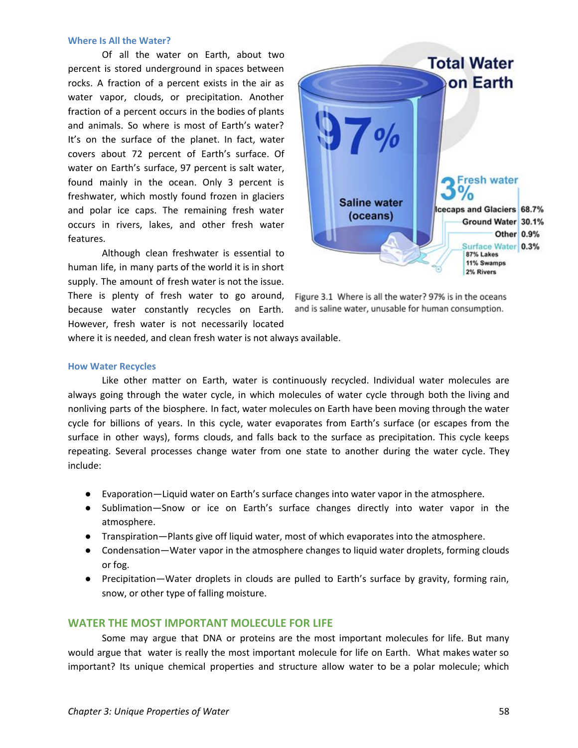### Where Is All the Water?

Of all the water on Earth, about two percent is stored underground in spaces between rocks. A fraction of a percent exists in the air as water vapor, clouds, or precipitation. Another fraction of a percent occurs in the bodies of plants and animals. So where is most of Earth's water? It's on the surface of the planet. In fact, water covers about 72 percent of Earth's surface. Of water on Earth's surface, 97 percent is salt water, found mainly in the ocean. Only 3 percent is freshwater, which mostly found frozen in glaciers and polar ice caps. The remaining fresh water occurs in rivers, lakes, and other fresh water features.

Although clean freshwater is essential to human life, in many parts of the world it is in short supply. The amount of fresh water is not the issue. There is plenty of fresh water to go around, because water constantly recycles on Earth. However, fresh water is not necessarily located where it is needed, and clean fresh water is not always available.

Figure 3.1 Where is all the water? 97% is in the oceans and is saline water, unusable for human consumption.

### How Water Recycles

Like other matter on Earth, water is continuously recycled. Individual water molecules are always going through the water cycle, in which molecules of water cycle through both the living and nonliving parts of the biosphere. In fact, water molecules on Earth have been moving through the water cycle for billions of years. In this cycle, water evaporates from Earth's surface (or escapes from the surface in other ways), forms clouds, and falls back to the surface as precipitation. This cycle keeps repeating. Several processes change water from one state to another during the water cycle. They include:

- Evaporation—Liquid water on Earth's surface changes into water vapor in the atmosphere.
- Sublimation—Snow or ice on Earth's surface changes directly into water vapor in the atmosphere.
- Transpiration—Plants give off liquid water, most of which evaporates into the atmosphere.
- Condensation—Water vapor in the atmosphere changes to liquid water droplets, forming clouds or fog.
- Precipitation—Water droplets in clouds are pulled to Earth's surface by gravity, forming rain, snow, or other type of falling moisture.

## WATER THE MOST IMPORTANT MOLECULE FOR LIFE

Some may argue that DNA or proteins are the most important molecules for life. But many would argue that water is really the most important molecule for life on Earth. What makes water so important? Its unique chemical properties and structure allow water to be a polar molecule; which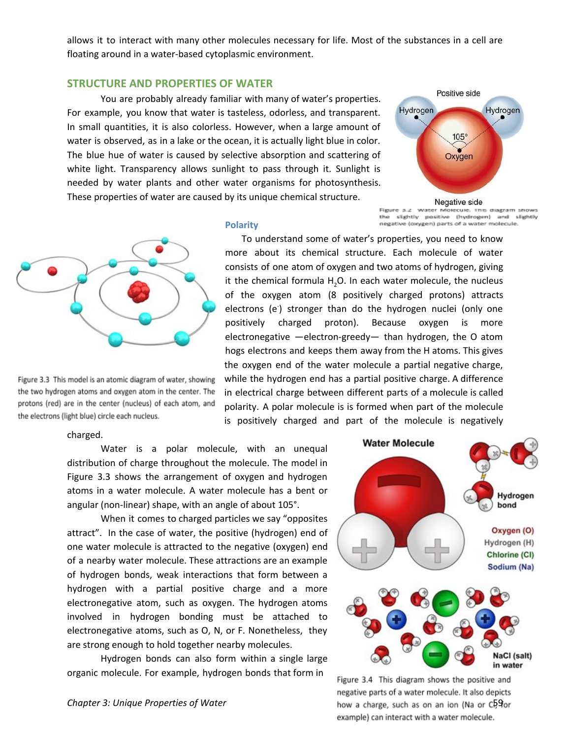allows it to interact with many other molecules necessary for life. Most of the substances in a cell are floating around in a water-based cytoplasmic environment.

## STRUCTURE AND PROPERTIES OF WATER

You are probably already familiar with many of water's properties. For example, you know that water is tasteless, odorless, and transparent. In small quantities, it is also colorless. However, when a large amount of water is observed, as in a lake or the ocean, it is actually light blue in color. The blue hue of water is caused by selective absorption and scattering of white light. Transparency allows sunlight to pass through it. Sunlight is needed by water plants and other water organisms for photosynthesis. These properties of water are caused by its unique chemical structure.

Figure 3.2 Water Molecule. This diagram shows the slightly positive (hydrogen) and slightly negative (oxygen) parts of a water molecule.

### Polarity

To understand some of water's properties, you need to know more about its chemical structure. Each molecule of water consists of one atom of oxygen and two atoms of hydrogen, giving it the chemical formula $H_2O$. In each water molecule, the nucleus of the oxygen atom (8 positively charged protons) attracts electrons ($e^-$) stronger than do the hydrogen nuclei (only one positively charged proton). Because oxygen is more electronegative —electron-greedy— than hydrogen, the O atom hogs electrons and keeps them away from the H atoms. This gives the oxygen end of the water molecule a partial negative charge, while the hydrogen end has a partial positive charge. A difference in electrical charge between different parts of a molecule is called polarity. A polar molecule is is formed when part of the molecule is positively charged and part of the molecule is negatively charged.

Figure 3.3 This model is an atomic diagram of water, showing the two hydrogen atoms and oxygen atom in the center. The protons (red) are in the center (nucleus) of each atom, and the electrons (light blue) circle each nucleus.

Water is a polar molecule, with an unequal distribution of charge throughout the molecule. The model in Figure 3.3 shows the arrangement of oxygen and hydrogen atoms in a water molecule. A water molecule has a bent or angular (non-linear) shape, with an angle of about 105°.

When it comes to charged particles we say "opposites attract". In the case of water, the positive (hydrogen) end of one water molecule is attracted to the negative (oxygen) end of a nearby water molecule. These attractions are an example of hydrogen bonds, weak interactions that form between a hydrogen with a partial positive charge and a more electronegative atom, such as oxygen. The hydrogen atoms involved in hydrogen bonding must be attached to electronegative atoms, such as O, N, or F. Nonetheless, they are strong enough to hold together nearby molecules.

Hydrogen bonds can also form within a single large organic molecule. For example, hydrogen bonds that form in

Figure 3.4 This diagram shows the positive and negative parts of a water molecule. It also depicts how a charge, such as on an ion (Na or Cl, for example) can interact with a water molecule.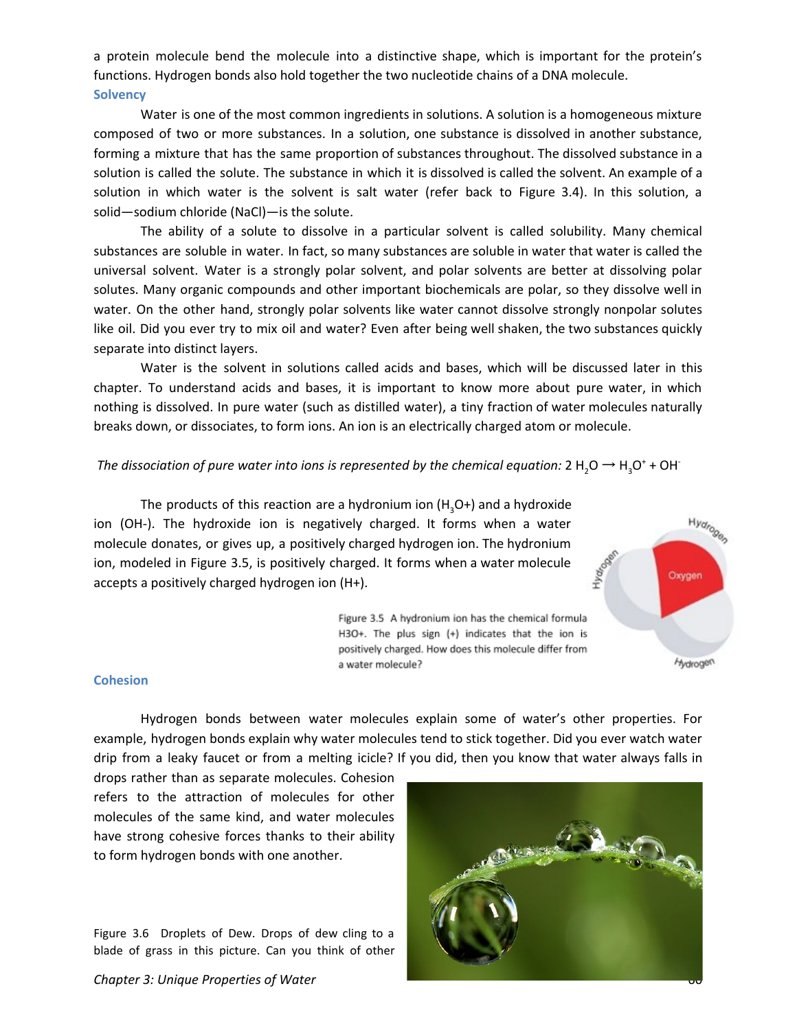a protein molecule bend the molecule into a distinctive shape, which is important for the protein's functions. Hydrogen bonds also hold together the two nucleotide chains of a DNA molecule.

### Solvency

Water is one of the most common ingredients in solutions. A solution is a homogeneous mixture composed of two or more substances. In a solution, one substance is dissolved in another substance, forming a mixture that has the same proportion of substances throughout. The dissolved substance in a solution is called the solute. The substance in which it is dissolved is called the solvent. An example of a solution in which water is the solvent is salt water (refer back to Figure 3.4). In this solution, a solid—sodium chloride (NaCl)—is the solute.

The ability of a solute to dissolve in a particular solvent is called solubility. Many chemical substances are soluble in water. In fact, so many substances are soluble in water that water is called the universal solvent. Water is a strongly polar solvent, and polar solvents are better at dissolving polar solutes. Many organic compounds and other important biochemicals are polar, so they dissolve well in water. On the other hand, strongly polar solvents like water cannot dissolve strongly nonpolar solutes like oil. Did you ever try to mix oil and water? Even after being well shaken, the two substances quickly separate into distinct layers.

Water is the solvent in solutions called acids and bases, which will be discussed later in this chapter. To understand acids and bases, it is important to know more about pure water, in which nothing is dissolved. In pure water (such as distilled water), a tiny fraction of water molecules naturally breaks down, or dissociates, to form ions. An ion is an electrically charged atom or molecule.

*The dissociation of pure water into ions is represented by the chemical equation:* $2\ H_2O \rightarrow H_3O^+ + OH^-$

The products of this reaction are a hydronium ion ($H_3O^+$) and a hydroxide ion ($OH^-$). The hydroxide ion is negatively charged. It forms when a water molecule donates, or gives up, a positively charged hydrogen ion. The hydronium ion, modeled in Figure 3.5, is positively charged. It forms when a water molecule accepts a positively charged hydrogen ion ($H^+$).

Figure 3.5 A hydronium ion has the chemical formula H3O+. The plus sign (+) indicates that the ion is positively charged. How does this molecule differ from a water molecule?

### Cohesion

Hydrogen bonds between water molecules explain some of water's other properties. For example, hydrogen bonds explain why water molecules tend to stick together. Did you ever watch water drip from a leaky faucet or from a melting icicle? If you did, then you know that water always falls in drops rather than as separate molecules. Cohesion refers to the attraction of molecules for other molecules of the same kind, and water molecules have strong cohesive forces thanks to their ability to form hydrogen bonds with one another.

Figure 3.6 Droplets of Dew. Drops of dew cling to a blade of grass in this picture. Can you think of other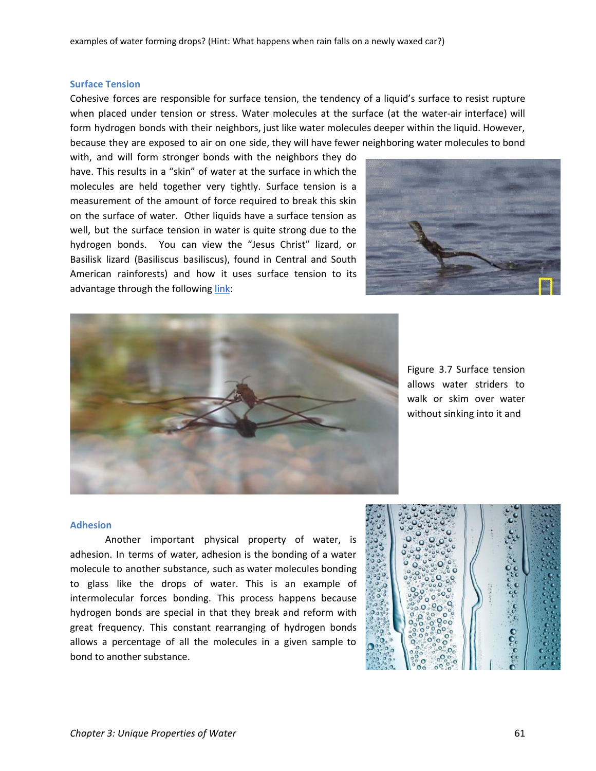examples of water forming drops? (Hint: What happens when rain falls on a newly waxed car?)

### Surface Tension

Cohesive forces are responsible for surface tension, the tendency of a liquid's surface to resist rupture when placed under tension or stress. Water molecules at the surface (at the water-air interface) will form hydrogen bonds with their neighbors, just like water molecules deeper within the liquid. However, because they are exposed to air on one side, they will have fewer neighboring water molecules to bond with, and will form stronger bonds with the neighbors they do have. This results in a "skin" of water at the surface in which the molecules are held together very tightly. Surface tension is a measurement of the amount of force required to break this skin on the surface of water. Other liquids have a surface tension as well, but the surface tension in water is quite strong due to the hydrogen bonds. You can view the "Jesus Christ" lizard, or Basilisk lizard (Basiliscus basiliscus), found in Central and South American rainforests) and how it uses surface tension to its advantage through the following link:

Figure 3.7 Surface tension allows water striders to walk or skim over water without sinking into it and

### Adhesion

Another important physical property of water, is adhesion. In terms of water, adhesion is the bonding of a water molecule to another substance, such as water molecules bonding to glass like the drops of water. This is an example of intermolecular forces bonding. This process happens because hydrogen bonds are special in that they break and reform with great frequency. This constant rearranging of hydrogen bonds allows a percentage of all the molecules in a given sample to bond to another substance.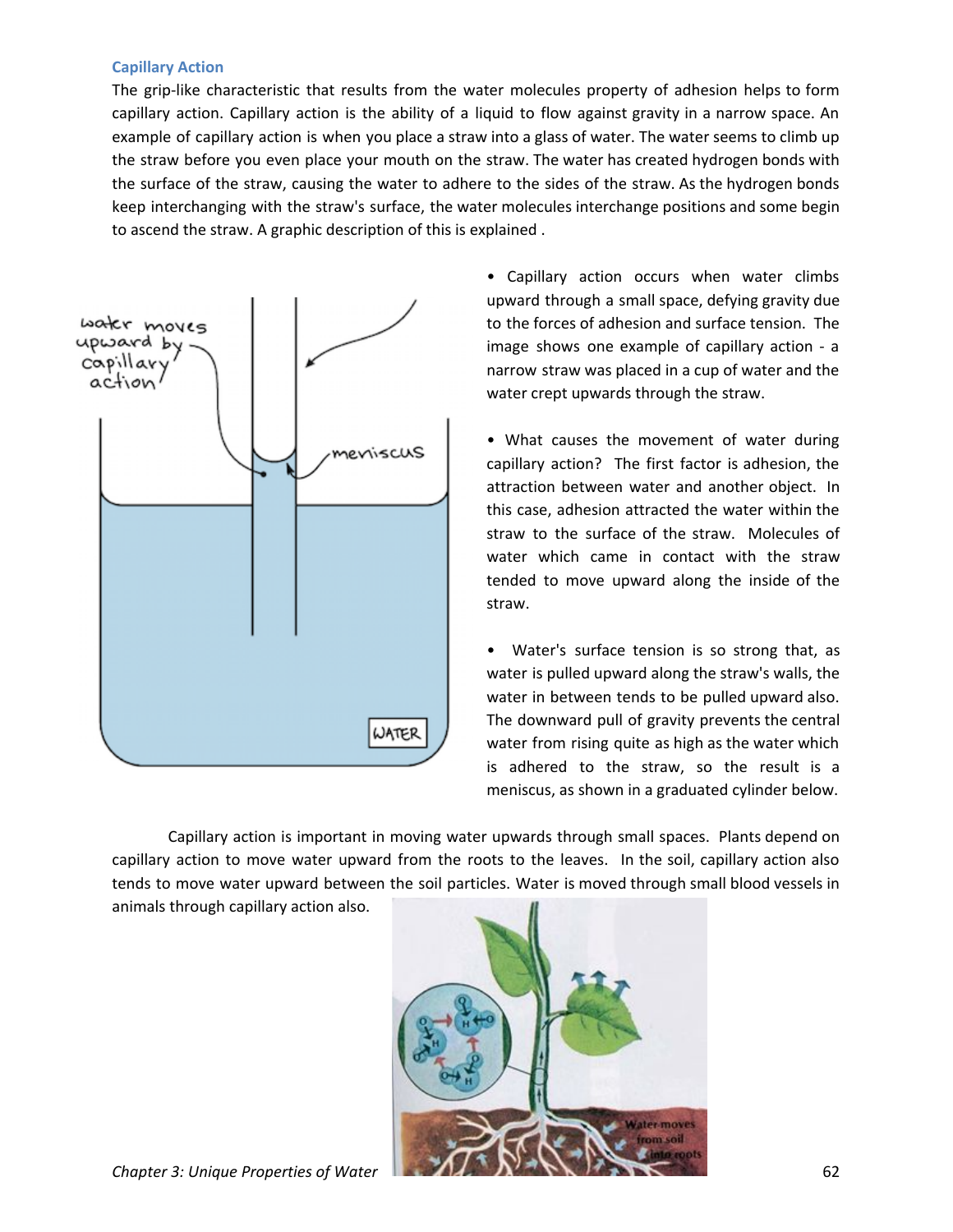### Capillary Action

The grip-like characteristic that results from the water molecules property of adhesion helps to form capillary action. Capillary action is the ability of a liquid to flow against gravity in a narrow space. An example of capillary action is when you place a straw into a glass of water. The water seems to climb up the straw before you even place your mouth on the straw. The water has created hydrogen bonds with the surface of the straw, causing the water to adhere to the sides of the straw. As the hydrogen bonds keep interchanging with the straw's surface, the water molecules interchange positions and some begin to ascend the straw. A graphic description of this is explained .

- Capillary action occurs when water climbs upward through a small space, defying gravity due to the forces of adhesion and surface tension. The image shows one example of capillary action - a narrow straw was placed in a cup of water and the water crept upwards through the straw.

- What causes the movement of water during capillary action? The first factor is adhesion, the attraction between water and another object. In this case, adhesion attracted the water within the straw to the surface of the straw. Molecules of water which came in contact with the straw tended to move upward along the inside of the straw.

- Water's surface tension is so strong that, as water is pulled upward along the straw's walls, the water in between tends to be pulled upward also. The downward pull of gravity prevents the central water from rising quite as high as the water which is adhered to the straw, so the result is a meniscus, as shown in a graduated cylinder below.

Capillary action is important in moving water upwards through small spaces. Plants depend on capillary action to move water upward from the roots to the leaves. In the soil, capillary action also tends to move water upward between the soil particles. Water is moved through small blood vessels in animals through capillary action also.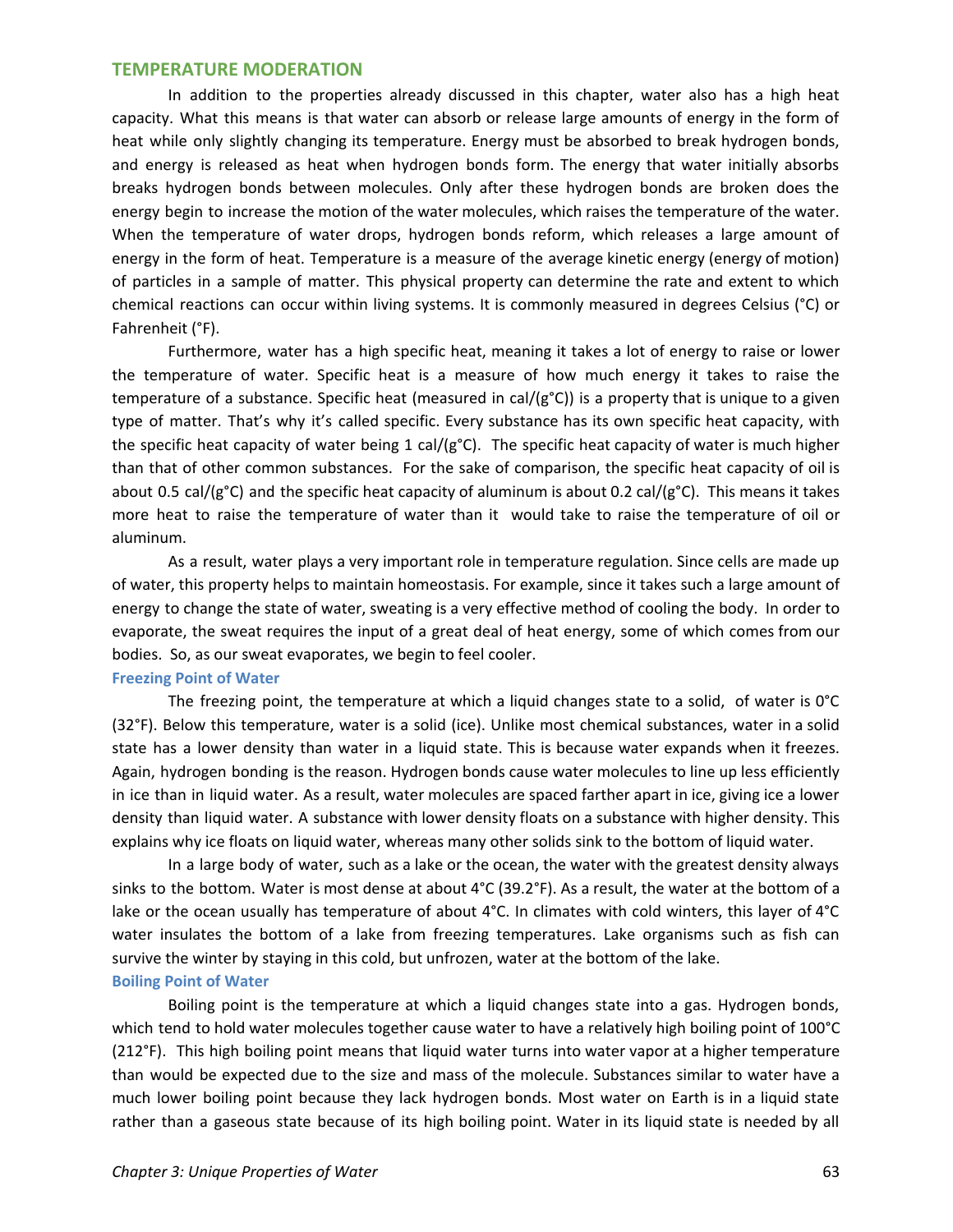## TEMPERATURE MODERATION

In addition to the properties already discussed in this chapter, water also has a high heat capacity. What this means is that water can absorb or release large amounts of energy in the form of heat while only slightly changing its temperature. Energy must be absorbed to break hydrogen bonds, and energy is released as heat when hydrogen bonds form. The energy that water initially absorbs breaks hydrogen bonds between molecules. Only after these hydrogen bonds are broken does the energy begin to increase the motion of the water molecules, which raises the temperature of the water. When the temperature of water drops, hydrogen bonds reform, which releases a large amount of energy in the form of heat. Temperature is a measure of the average kinetic energy (energy of motion) of particles in a sample of matter. This physical property can determine the rate and extent to which chemical reactions can occur within living systems. It is commonly measured in degrees Celsius (°C) or Fahrenheit (°F).

Furthermore, water has a high specific heat, meaning it takes a lot of energy to raise or lower the temperature of water. Specific heat is a measure of how much energy it takes to raise the temperature of a substance. Specific heat (measured in cal/(g°C)) is a property that is unique to a given type of matter. That's why it's called specific. Every substance has its own specific heat capacity, with the specific heat capacity of water being 1 cal/(g°C). The specific heat capacity of water is much higher than that of other common substances. For the sake of comparison, the specific heat capacity of oil is about 0.5 cal/(g°C) and the specific heat capacity of aluminum is about 0.2 cal/(g°C). This means it takes more heat to raise the temperature of water than it would take to raise the temperature of oil or aluminum.

As a result, water plays a very important role in temperature regulation. Since cells are made up of water, this property helps to maintain homeostasis. For example, since it takes such a large amount of energy to change the state of water, sweating is a very effective method of cooling the body. In order to evaporate, the sweat requires the input of a great deal of heat energy, some of which comes from our bodies. So, as our sweat evaporates, we begin to feel cooler.

### Freezing Point of Water

The freezing point, the temperature at which a liquid changes state to a solid, of water is 0°C (32°F). Below this temperature, water is a solid (ice). Unlike most chemical substances, water in a solid state has a lower density than water in a liquid state. This is because water expands when it freezes. Again, hydrogen bonding is the reason. Hydrogen bonds cause water molecules to line up less efficiently in ice than in liquid water. As a result, water molecules are spaced farther apart in ice, giving ice a lower density than liquid water. A substance with lower density floats on a substance with higher density. This explains why ice floats on liquid water, whereas many other solids sink to the bottom of liquid water.

In a large body of water, such as a lake or the ocean, the water with the greatest density always sinks to the bottom. Water is most dense at about 4°C (39.2°F). As a result, the water at the bottom of a lake or the ocean usually has temperature of about 4°C. In climates with cold winters, this layer of 4°C water insulates the bottom of a lake from freezing temperatures. Lake organisms such as fish can survive the winter by staying in this cold, but unfrozen, water at the bottom of the lake.

### Boiling Point of Water

Boiling point is the temperature at which a liquid changes state into a gas. Hydrogen bonds, which tend to hold water molecules together cause water to have a relatively high boiling point of 100°C (212°F). This high boiling point means that liquid water turns into water vapor at a higher temperature than would be expected due to the size and mass of the molecule. Substances similar to water have a much lower boiling point because they lack hydrogen bonds. Most water on Earth is in a liquid state rather than a gaseous state because of its high boiling point. Water in its liquid state is needed by all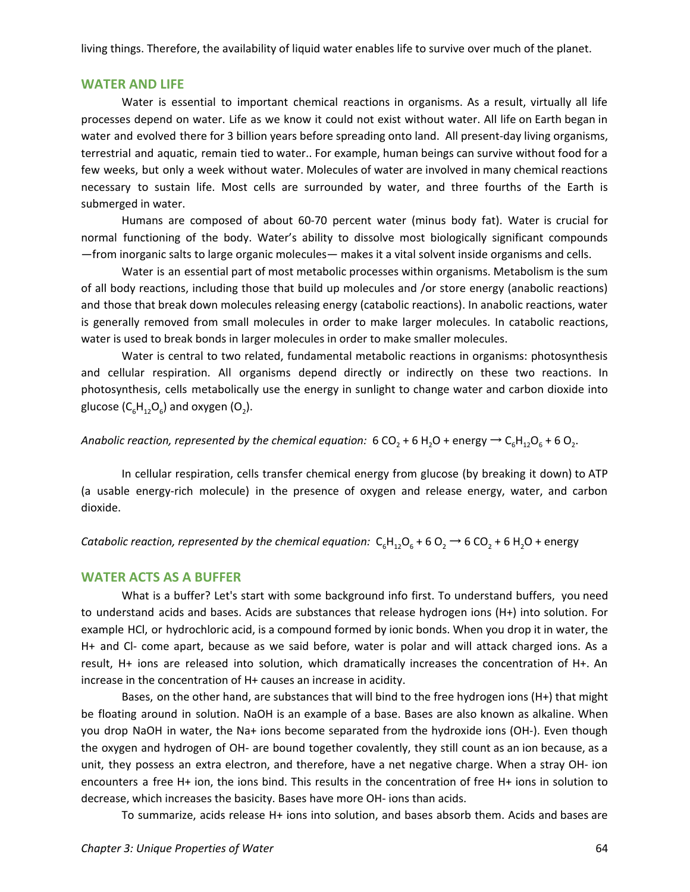living things. Therefore, the availability of liquid water enables life to survive over much of the planet.

## WATER AND LIFE

Water is essential to important chemical reactions in organisms. As a result, virtually all life processes depend on water. Life as we know it could not exist without water. All life on Earth began in water and evolved there for 3 billion years before spreading onto land. All present-day living organisms, terrestrial and aquatic, remain tied to water.. For example, human beings can survive without food for a few weeks, but only a week without water. Molecules of water are involved in many chemical reactions necessary to sustain life. Most cells are surrounded by water, and three fourths of the Earth is submerged in water.

Humans are composed of about 60-70 percent water (minus body fat). Water is crucial for normal functioning of the body. Water's ability to dissolve most biologically significant compounds —from inorganic salts to large organic molecules— makes it a vital solvent inside organisms and cells.

Water is an essential part of most metabolic processes within organisms. Metabolism is the sum of all body reactions, including those that build up molecules and /or store energy (anabolic reactions) and those that break down molecules releasing energy (catabolic reactions). In anabolic reactions, water is generally removed from small molecules in order to make larger molecules. In catabolic reactions, water is used to break bonds in larger molecules in order to make smaller molecules.

Water is central to two related, fundamental metabolic reactions in organisms: photosynthesis and cellular respiration. All organisms depend directly or indirectly on these two reactions. In photosynthesis, cells metabolically use the energy in sunlight to change water and carbon dioxide into glucose ($C_6H_{12}O_6$) and oxygen ($O_2$).

*Anabolic reaction, represented by the chemical equation:* $6\ CO_2 + 6\ H_2O + \text{energy} \rightarrow C_6H_{12}O_6 + 6\ O_2$.

In cellular respiration, cells transfer chemical energy from glucose (by breaking it down) to ATP (a usable energy-rich molecule) in the presence of oxygen and release energy, water, and carbon dioxide.

*Catabolic reaction, represented by the chemical equation:* $C_6H_{12}O_6 + 6\ O_2 \rightarrow 6\ CO_2 + 6\ H_2O + \text{energy}$

## WATER ACTS AS A BUFFER

What is a buffer? Let's start with some background info first. To understand buffers, you need to understand acids and bases. Acids are substances that release hydrogen ions (H+) into solution. For example HCl, or hydrochloric acid, is a compound formed by ionic bonds. When you drop it in water, the H+ and Cl- come apart, because as we said before, water is polar and will attack charged ions. As a result, H+ ions are released into solution, which dramatically increases the concentration of H+. An increase in the concentration of H+ causes an increase in acidity.

Bases, on the other hand, are substances that will bind to the free hydrogen ions (H+) that might be floating around in solution. NaOH is an example of a base. Bases are also known as alkaline. When you drop NaOH in water, the Na+ ions become separated from the hydroxide ions (OH-). Even though the oxygen and hydrogen of OH- are bound together covalently, they still count as an ion because, as a unit, they possess an extra electron, and therefore, have a net negative charge. When a stray OH- ion encounters a free H+ ion, the ions bind. This results in the concentration of free H+ ions in solution to decrease, which increases the basicity. Bases have more OH- ions than acids.

To summarize, acids release H+ ions into solution, and bases absorb them. Acids and bases are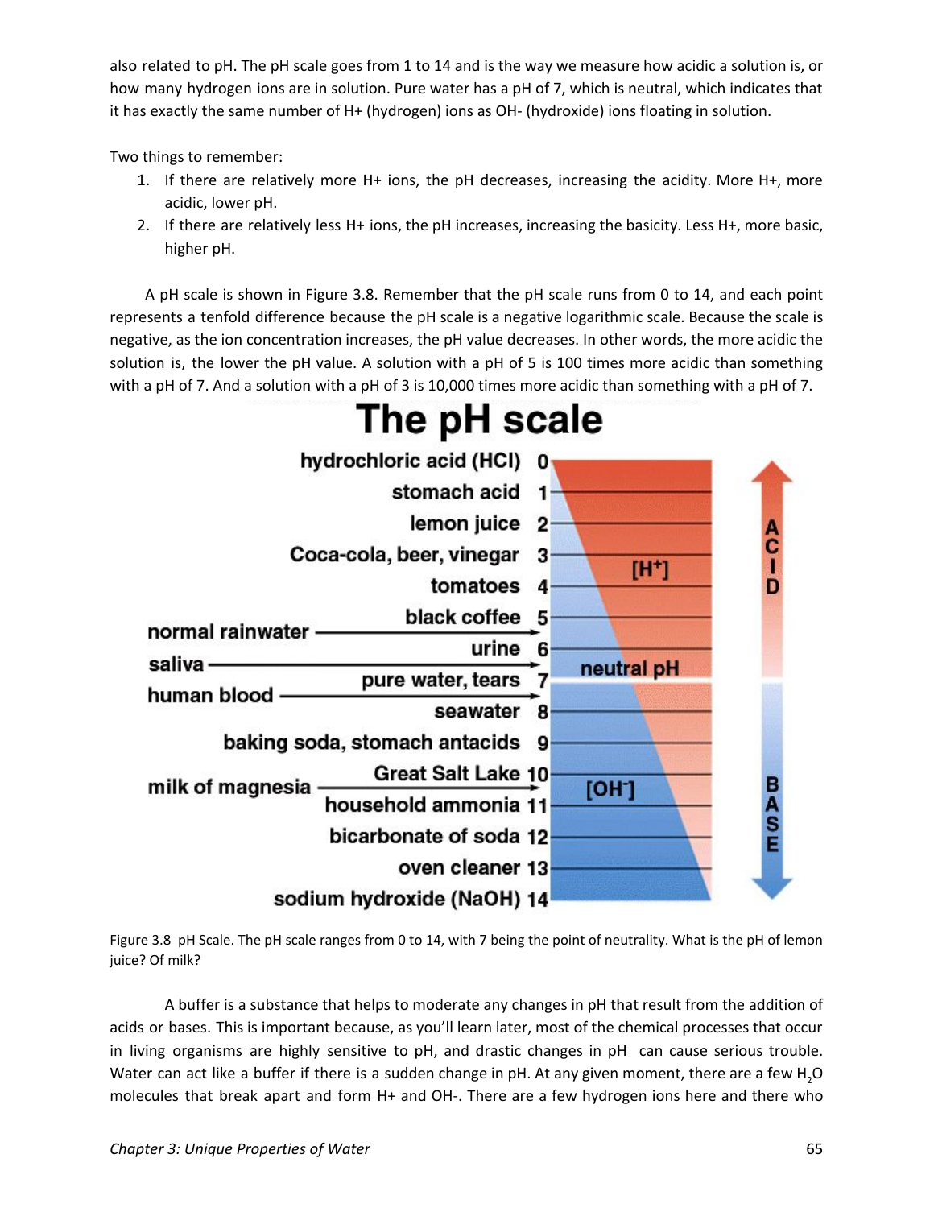also related to pH. The pH scale goes from 1 to 14 and is the way we measure how acidic a solution is, or how many hydrogen ions are in solution. Pure water has a pH of 7, which is neutral, which indicates that it has exactly the same number of H+ (hydrogen) ions as OH- (hydroxide) ions floating in solution.

Two things to remember:

1. If there are relatively more H+ ions, the pH decreases, increasing the acidity. More H+, more acidic, lower pH.
2. If there are relatively less H+ ions, the pH increases, increasing the basicity. Less H+, more basic, higher pH.

A pH scale is shown in Figure 3.8. Remember that the pH scale runs from 0 to 14, and each point represents a tenfold difference because the pH scale is a negative logarithmic scale. Because the scale is negative, as the ion concentration increases, the pH value decreases. In other words, the more acidic the solution is, the lower the pH value. A solution with a pH of 5 is 100 times more acidic than something with a pH of 7. And a solution with a pH of 3 is 10,000 times more acidic than something with a pH of 7.

Figure 3.8 pH Scale. The pH scale ranges from 0 to 14, with 7 being the point of neutrality. What is the pH of lemon juice? Of milk?

A buffer is a substance that helps to moderate any changes in pH that result from the addition of acids or bases. This is important because, as you'll learn later, most of the chemical processes that occur in living organisms are highly sensitive to pH, and drastic changes in pH can cause serious trouble. Water can act like a buffer if there is a sudden change in pH. At any given moment, there are a few $H_2O$ molecules that break apart and form H+ and OH-. There are a few hydrogen ions here and there who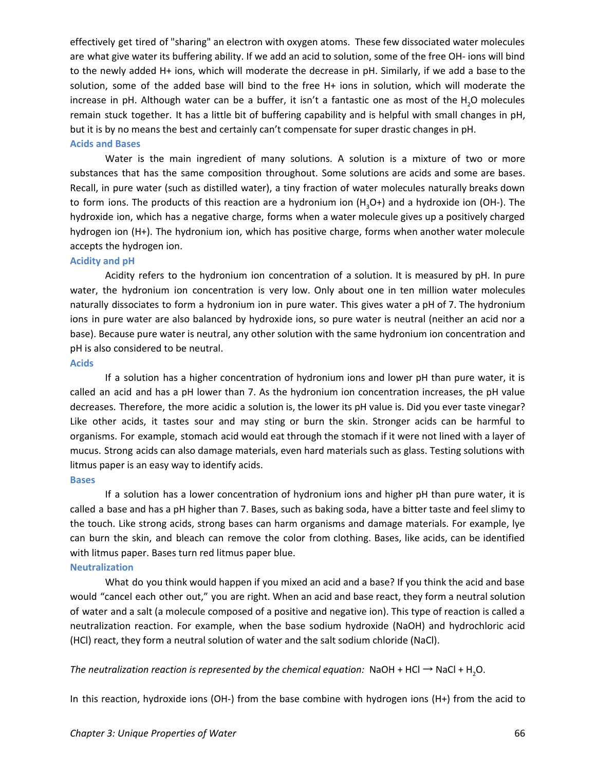effectively get tired of "sharing" an electron with oxygen atoms. These few dissociated water molecules are what give water its buffering ability. If we add an acid to solution, some of the free OH- ions will bind to the newly added H+ ions, which will moderate the decrease in pH. Similarly, if we add a base to the solution, some of the added base will bind to the free H+ ions in solution, which will moderate the increase in pH. Although water can be a buffer, it isn't a fantastic one as most of the $H_2O$ molecules remain stuck together. It has a little bit of buffering capability and is helpful with small changes in pH, but it is by no means the best and certainly can't compensate for super drastic changes in pH.

### Acids and Bases

Water is the main ingredient of many solutions. A solution is a mixture of two or more substances that has the same composition throughout. Some solutions are acids and some are bases. Recall, in pure water (such as distilled water), a tiny fraction of water molecules naturally breaks down to form ions. The products of this reaction are a hydronium ion ($H_3O+$) and a hydroxide ion (OH-). The hydroxide ion, which has a negative charge, forms when a water molecule gives up a positively charged hydrogen ion (H+). The hydronium ion, which has positive charge, forms when another water molecule accepts the hydrogen ion.

### Acidity and pH

Acidity refers to the hydronium ion concentration of a solution. It is measured by pH. In pure water, the hydronium ion concentration is very low. Only about one in ten million water molecules naturally dissociates to form a hydronium ion in pure water. This gives water a pH of 7. The hydronium ions in pure water are also balanced by hydroxide ions, so pure water is neutral (neither an acid nor a base). Because pure water is neutral, any other solution with the same hydronium ion concentration and pH is also considered to be neutral.

### Acids

If a solution has a higher concentration of hydronium ions and lower pH than pure water, it is called an acid and has a pH lower than 7. As the hydronium ion concentration increases, the pH value decreases. Therefore, the more acidic a solution is, the lower its pH value is. Did you ever taste vinegar? Like other acids, it tastes sour and may sting or burn the skin. Stronger acids can be harmful to organisms. For example, stomach acid would eat through the stomach if it were not lined with a layer of mucus. Strong acids can also damage materials, even hard materials such as glass. Testing solutions with litmus paper is an easy way to identify acids.

### Bases

If a solution has a lower concentration of hydronium ions and higher pH than pure water, it is called a base and has a pH higher than 7. Bases, such as baking soda, have a bitter taste and feel slimy to the touch. Like strong acids, strong bases can harm organisms and damage materials. For example, lye can burn the skin, and bleach can remove the color from clothing. Bases, like acids, can be identified with litmus paper. Bases turn red litmus paper blue.

### Neutralization

What do you think would happen if you mixed an acid and a base? If you think the acid and base would "cancel each other out," you are right. When an acid and base react, they form a neutral solution of water and a salt (a molecule composed of a positive and negative ion). This type of reaction is called a neutralization reaction. For example, when the base sodium hydroxide (NaOH) and hydrochloric acid (HCl) react, they form a neutral solution of water and the salt sodium chloride (NaCl).

*The neutralization reaction is represented by the chemical equation:* $NaOH + HCl \rightarrow NaCl + H_2O$.

In this reaction, hydroxide ions (OH-) from the base combine with hydrogen ions (H+) from the acid to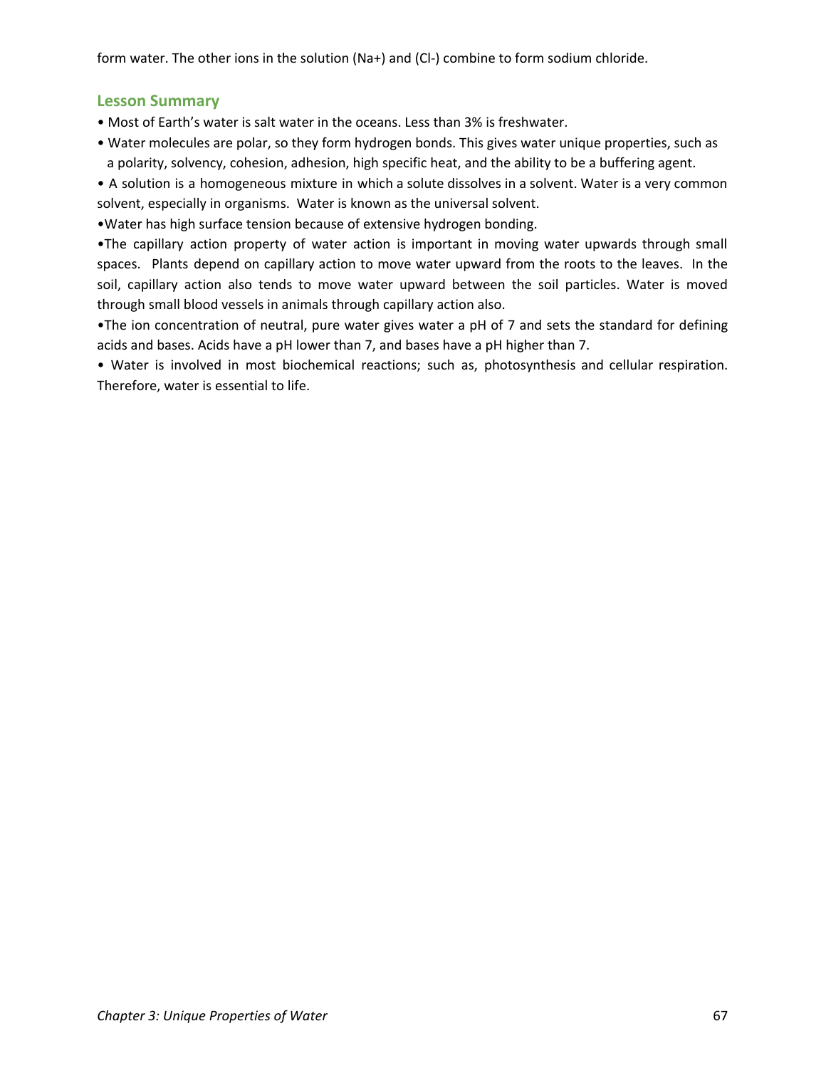form water. The other ions in the solution ($Na^+$) and ($Cl^-$) combine to form sodium chloride.

## Lesson Summary

- Most of Earth's water is salt water in the oceans. Less than 3% is freshwater.
- Water molecules are polar, so they form hydrogen bonds. This gives water unique properties, such as a polarity, solvency, cohesion, adhesion, high specific heat, and the ability to be a buffering agent.
- A solution is a homogeneous mixture in which a solute dissolves in a solvent. Water is a very common solvent, especially in organisms. Water is known as the universal solvent.
- Water has high surface tension because of extensive hydrogen bonding.
- The capillary action property of water action is important in moving water upwards through small spaces. Plants depend on capillary action to move water upward from the roots to the leaves. In the soil, capillary action also tends to move water upward between the soil particles. Water is moved through small blood vessels in animals through capillary action also.
- The ion concentration of neutral, pure water gives water a pH of 7 and sets the standard for defining acids and bases. Acids have a pH lower than 7, and bases have a pH higher than 7.
- Water is involved in most biochemical reactions; such as, photosynthesis and cellular respiration. Therefore, water is essential to life.